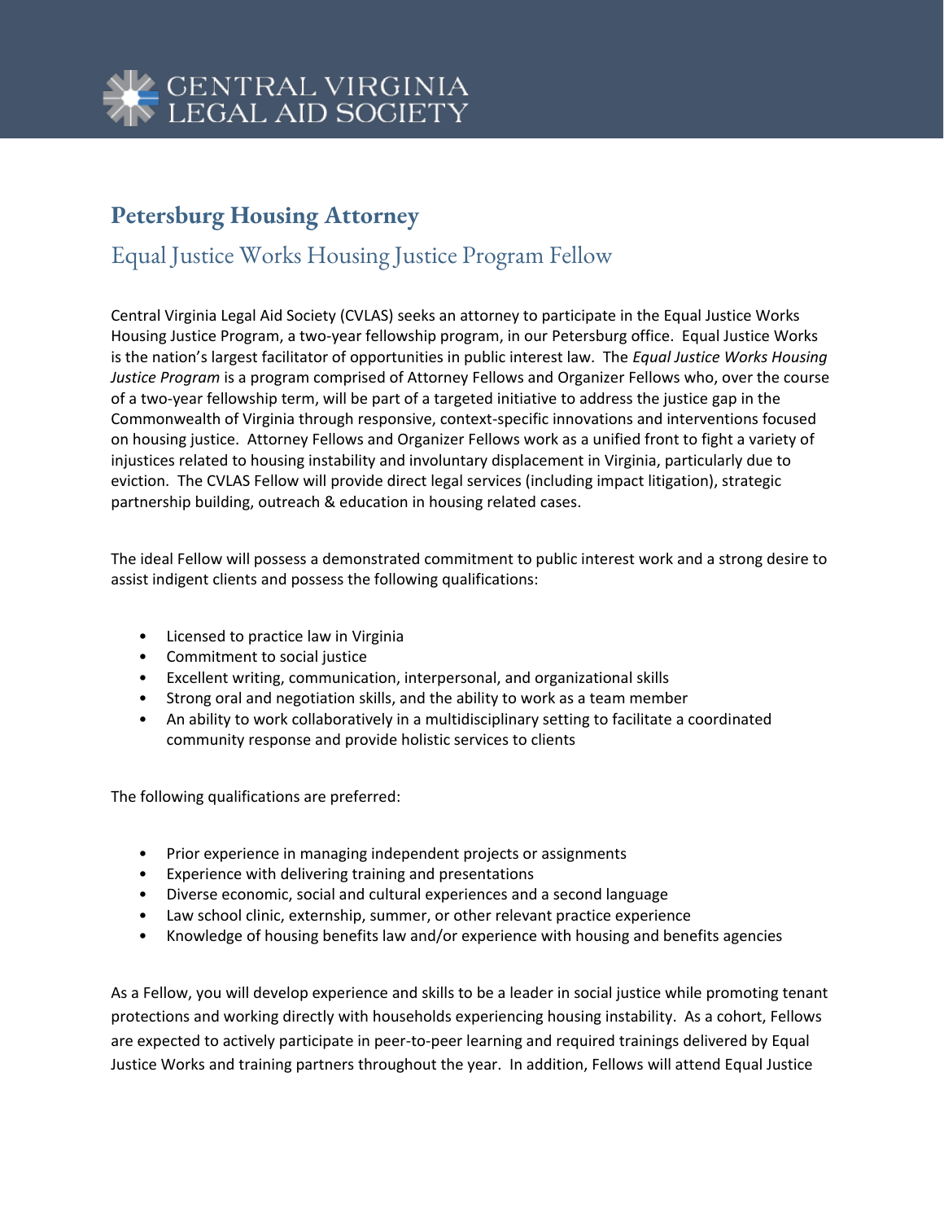CENTRAL VIRGINIA LEGAL AID SOCIETY

# Petersburg Housing Attorney

## Equal Justice Works Housing Justice Program Fellow

Central Virginia Legal Aid Society (CVLAS) seeks an attorney to participate in the Equal Justice Works Housing Justice Program, a two-year fellowship program, in our Petersburg office. Equal Justice Works is the nation's largest facilitator of opportunities in public interest law. The *Equal Justice Works Housing Justice Program* is a program comprised of Attorney Fellows and Organizer Fellows who, over the course of a two-year fellowship term, will be part of a targeted initiative to address the justice gap in the Commonwealth of Virginia through responsive, context-specific innovations and interventions focused on housing justice. Attorney Fellows and Organizer Fellows work as a unified front to fight a variety of injustices related to housing instability and involuntary displacement in Virginia, particularly due to eviction. The CVLAS Fellow will provide direct legal services (including impact litigation), strategic partnership building, outreach & education in housing related cases.

The ideal Fellow will possess a demonstrated commitment to public interest work and a strong desire to assist indigent clients and possess the following qualifications:

- Licensed to practice law in Virginia
- Commitment to social justice
- Excellent writing, communication, interpersonal, and organizational skills
- Strong oral and negotiation skills, and the ability to work as a team member
- An ability to work collaboratively in a multidisciplinary setting to facilitate a coordinated community response and provide holistic services to clients

The following qualifications are preferred:

- Prior experience in managing independent projects or assignments
- Experience with delivering training and presentations
- Diverse economic, social and cultural experiences and a second language
- Law school clinic, externship, summer, or other relevant practice experience
- Knowledge of housing benefits law and/or experience with housing and benefits agencies

As a Fellow, you will develop experience and skills to be a leader in social justice while promoting tenant protections and working directly with households experiencing housing instability. As a cohort, Fellows are expected to actively participate in peer-to-peer learning and required trainings delivered by Equal Justice Works and training partners throughout the year. In addition, Fellows will attend Equal Justice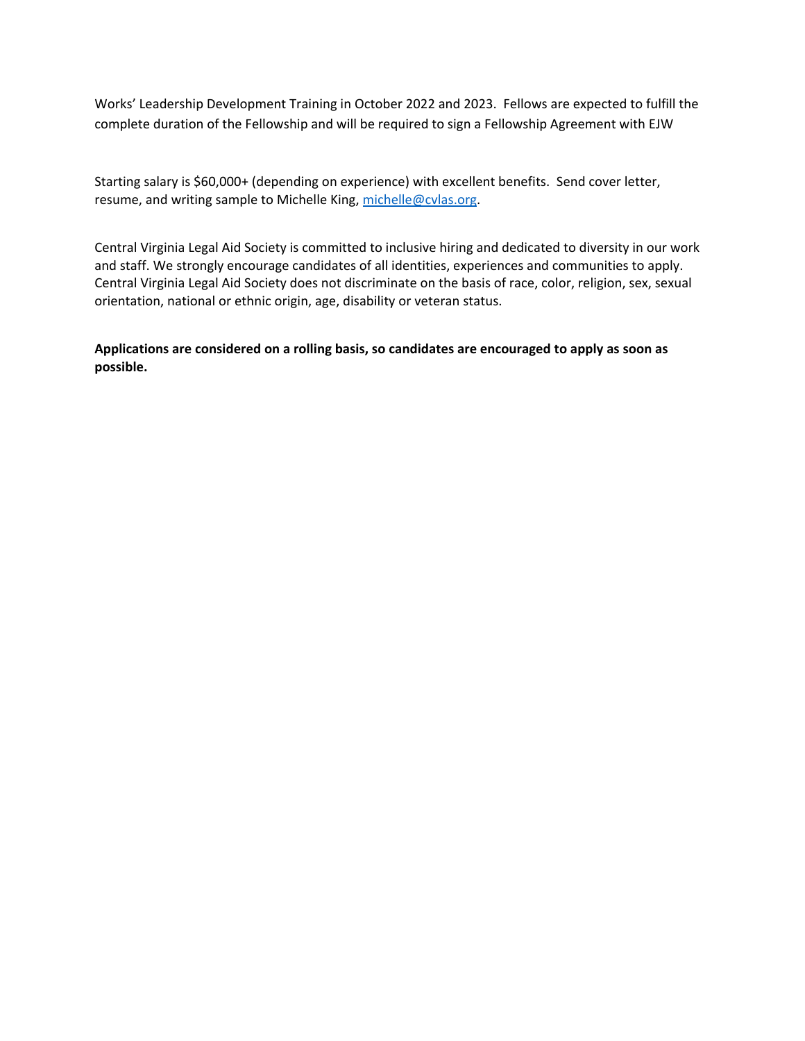Works' Leadership Development Training in October 2022 and 2023. Fellows are expected to fulfill the complete duration of the Fellowship and will be required to sign a Fellowship Agreement with EJW

Starting salary is $60,000+ (depending on experience) with excellent benefits. Send cover letter, resume, and writing sample to Michelle King, michelle@cvlas.org.

Central Virginia Legal Aid Society is committed to inclusive hiring and dedicated to diversity in our work and staff. We strongly encourage candidates of all identities, experiences and communities to apply. Central Virginia Legal Aid Society does not discriminate on the basis of race, color, religion, sex, sexual orientation, national or ethnic origin, age, disability or veteran status.

**Applications are considered on a rolling basis, so candidates are encouraged to apply as soon as possible.**